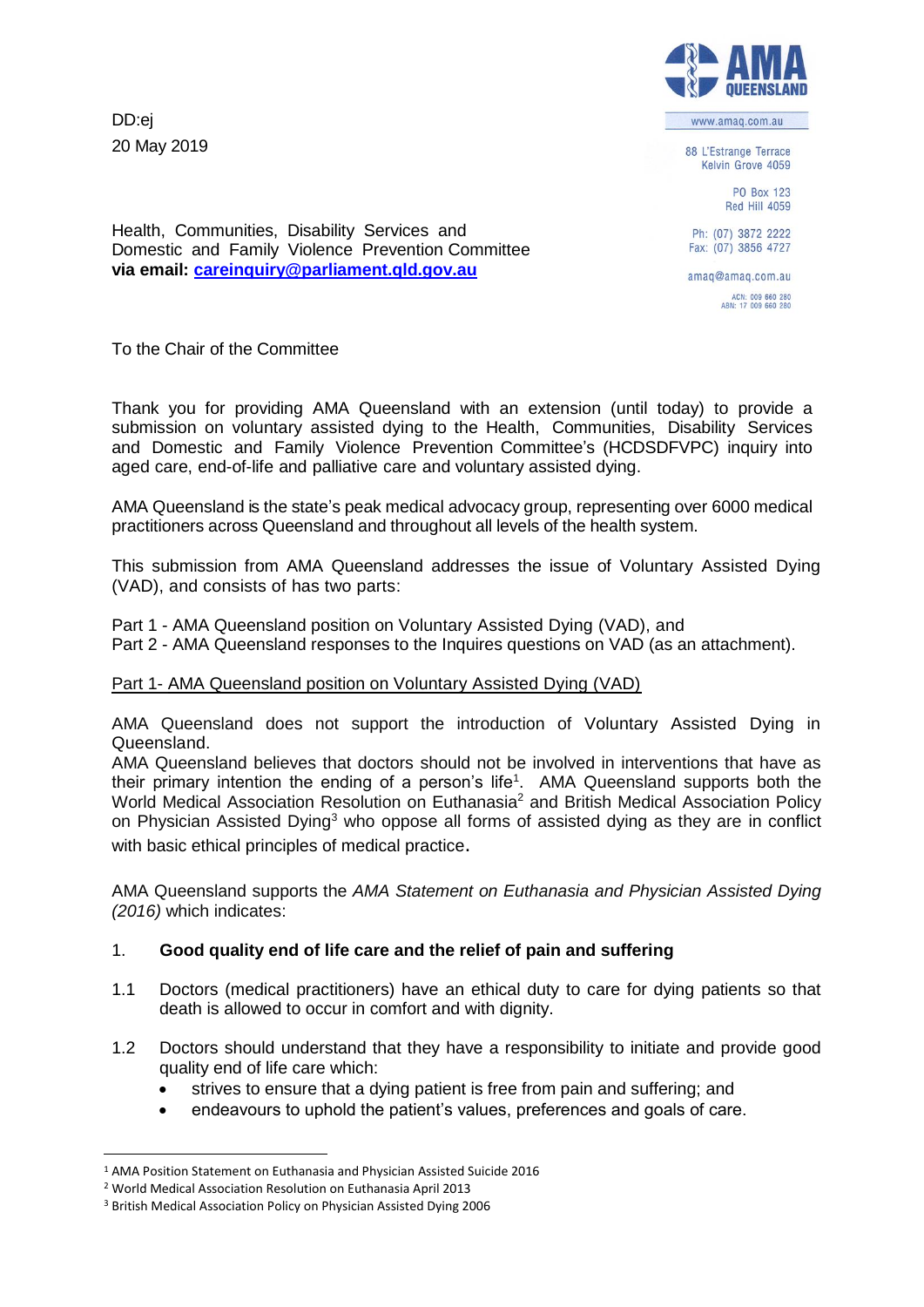DD:ej
20 May 2019

www.amaq.com.au

88 L'Estrange Terrace
Kelvin Grove 4059

PO Box 123
Red Hill 4059

Ph: (07) 3872 2222
Fax: (07) 3856 4727

amaq@amaq.com.au

ACN: 009 660 280
ABN: 17 009 660 280

Health, Communities, Disability Services and Domestic and Family Violence Prevention Committee
**via email: careinquiry@parliament.qld.gov.au**

To the Chair of the Committee

Thank you for providing AMA Queensland with an extension (until today) to provide a submission on voluntary assisted dying to the Health, Communities, Disability Services and Domestic and Family Violence Prevention Committee's (HCDSDFVPC) inquiry into aged care, end-of-life and palliative care and voluntary assisted dying.

AMA Queensland is the state's peak medical advocacy group, representing over 6000 medical practitioners across Queensland and throughout all levels of the health system.

This submission from AMA Queensland addresses the issue of Voluntary Assisted Dying (VAD), and consists of has two parts:

Part 1 - AMA Queensland position on Voluntary Assisted Dying (VAD), and
Part 2 - AMA Queensland responses to the Inquires questions on VAD (as an attachment).

## Part 1- AMA Queensland position on Voluntary Assisted Dying (VAD)

AMA Queensland does not support the introduction of Voluntary Assisted Dying in Queensland.
AMA Queensland believes that doctors should not be involved in interventions that have as their primary intention the ending of a person's life[1]. AMA Queensland supports both the World Medical Association Resolution on Euthanasia[2] and British Medical Association Policy on Physician Assisted Dying[3] who oppose all forms of assisted dying as they are in conflict with basic ethical principles of medical practice.

AMA Queensland supports the *AMA Statement on Euthanasia and Physician Assisted Dying (2016)* which indicates:

1. **Good quality end of life care and the relief of pain and suffering**

1.1 Doctors (medical practitioners) have an ethical duty to care for dying patients so that death is allowed to occur in comfort and with dignity.

1.2 Doctors should understand that they have a responsibility to initiate and provide good quality end of life care which:
- strives to ensure that a dying patient is free from pain and suffering; and
- endeavours to uphold the patient's values, preferences and goals of care.

---

[1] AMA Position Statement on Euthanasia and Physician Assisted Suicide 2016
[2] World Medical Association Resolution on Euthanasia April 2013
[3] British Medical Association Policy on Physician Assisted Dying 2006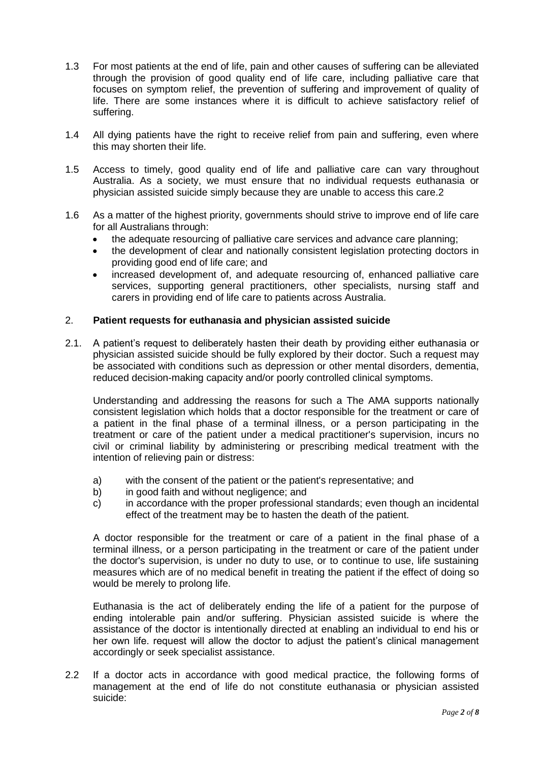1.3 For most patients at the end of life, pain and other causes of suffering can be alleviated through the provision of good quality end of life care, including palliative care that focuses on symptom relief, the prevention of suffering and improvement of quality of life. There are some instances where it is difficult to achieve satisfactory relief of suffering.

1.4 All dying patients have the right to receive relief from pain and suffering, even where this may shorten their life.

1.5 Access to timely, good quality end of life and palliative care can vary throughout Australia. As a society, we must ensure that no individual requests euthanasia or physician assisted suicide simply because they are unable to access this care.2

1.6 As a matter of the highest priority, governments should strive to improve end of life care for all Australians through:

- the adequate resourcing of palliative care services and advance care planning;
- the development of clear and nationally consistent legislation protecting doctors in providing good end of life care; and
- increased development of, and adequate resourcing of, enhanced palliative care services, supporting general practitioners, other specialists, nursing staff and carers in providing end of life care to patients across Australia.

## 2. **Patient requests for euthanasia and physician assisted suicide**

2.1. A patient's request to deliberately hasten their death by providing either euthanasia or physician assisted suicide should be fully explored by their doctor. Such a request may be associated with conditions such as depression or other mental disorders, dementia, reduced decision-making capacity and/or poorly controlled clinical symptoms.

Understanding and addressing the reasons for such a The AMA supports nationally consistent legislation which holds that a doctor responsible for the treatment or care of a patient in the final phase of a terminal illness, or a person participating in the treatment or care of the patient under a medical practitioner's supervision, incurs no civil or criminal liability by administering or prescribing medical treatment with the intention of relieving pain or distress:

a) with the consent of the patient or the patient's representative; and
b) in good faith and without negligence; and
c) in accordance with the proper professional standards; even though an incidental effect of the treatment may be to hasten the death of the patient.

A doctor responsible for the treatment or care of a patient in the final phase of a terminal illness, or a person participating in the treatment or care of the patient under the doctor's supervision, is under no duty to use, or to continue to use, life sustaining measures which are of no medical benefit in treating the patient if the effect of doing so would be merely to prolong life.

Euthanasia is the act of deliberately ending the life of a patient for the purpose of ending intolerable pain and/or suffering. Physician assisted suicide is where the assistance of the doctor is intentionally directed at enabling an individual to end his or her own life. request will allow the doctor to adjust the patient's clinical management accordingly or seek specialist assistance.

2.2 If a doctor acts in accordance with good medical practice, the following forms of management at the end of life do not constitute euthanasia or physician assisted suicide: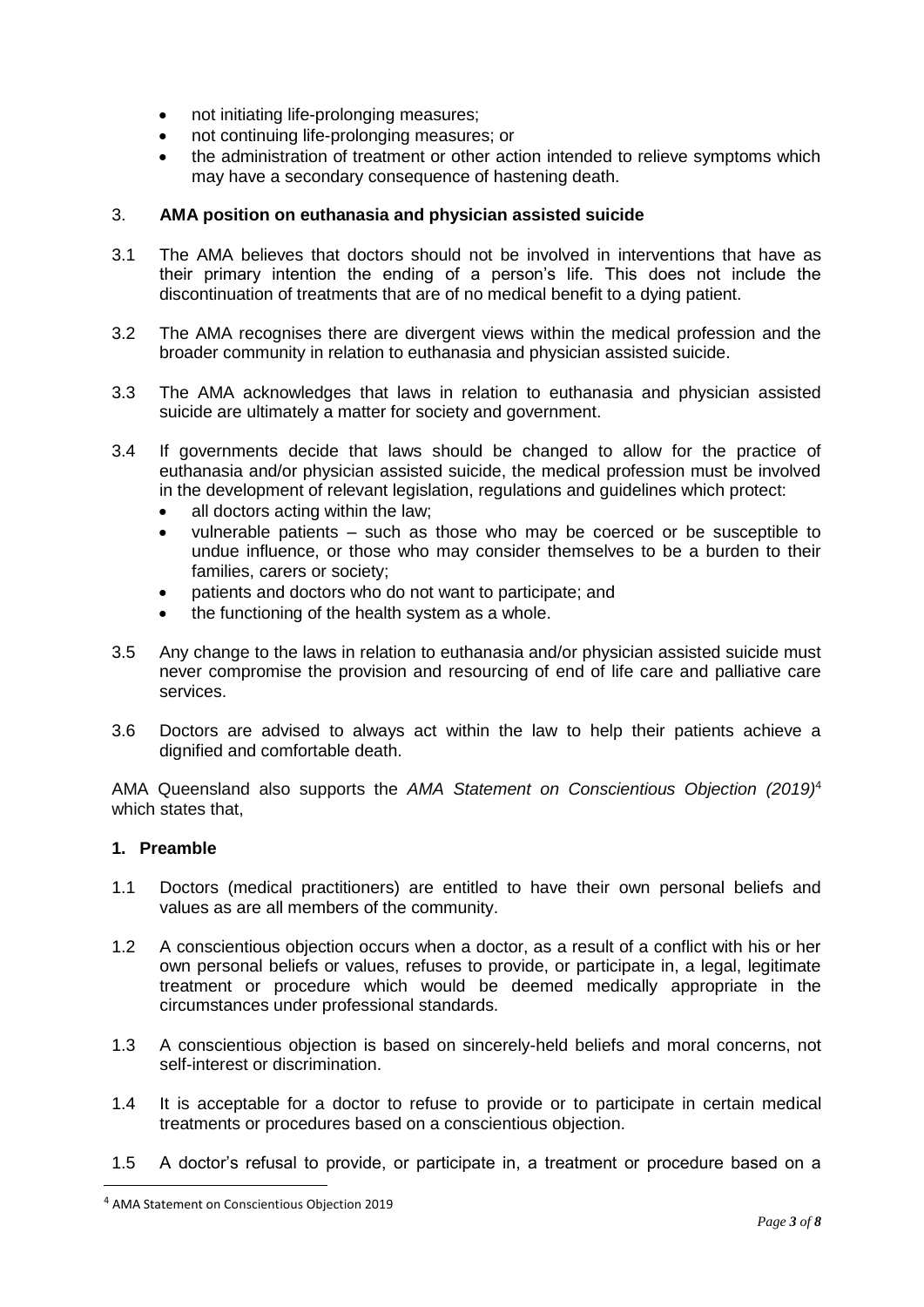- not initiating life-prolonging measures;
- not continuing life-prolonging measures; or
- the administration of treatment or other action intended to relieve symptoms which may have a secondary consequence of hastening death.

3. **AMA position on euthanasia and physician assisted suicide**

3.1 The AMA believes that doctors should not be involved in interventions that have as their primary intention the ending of a person's life. This does not include the discontinuation of treatments that are of no medical benefit to a dying patient.

3.2 The AMA recognises there are divergent views within the medical profession and the broader community in relation to euthanasia and physician assisted suicide.

3.3 The AMA acknowledges that laws in relation to euthanasia and physician assisted suicide are ultimately a matter for society and government.

3.4 If governments decide that laws should be changed to allow for the practice of euthanasia and/or physician assisted suicide, the medical profession must be involved in the development of relevant legislation, regulations and guidelines which protect:

- all doctors acting within the law;
- vulnerable patients – such as those who may be coerced or be susceptible to undue influence, or those who may consider themselves to be a burden to their families, carers or society;
- patients and doctors who do not want to participate; and
- the functioning of the health system as a whole.

3.5 Any change to the laws in relation to euthanasia and/or physician assisted suicide must never compromise the provision and resourcing of end of life care and palliative care services.

3.6 Doctors are advised to always act within the law to help their patients achieve a dignified and comfortable death.

AMA Queensland also supports the *AMA Statement on Conscientious Objection (2019)*[4] which states that,

**1. Preamble**

1.1 Doctors (medical practitioners) are entitled to have their own personal beliefs and values as are all members of the community.

1.2 A conscientious objection occurs when a doctor, as a result of a conflict with his or her own personal beliefs or values, refuses to provide, or participate in, a legal, legitimate treatment or procedure which would be deemed medically appropriate in the circumstances under professional standards.

1.3 A conscientious objection is based on sincerely-held beliefs and moral concerns, not self-interest or discrimination.

1.4 It is acceptable for a doctor to refuse to provide or to participate in certain medical treatments or procedures based on a conscientious objection.

1.5 A doctor's refusal to provide, or participate in, a treatment or procedure based on a

[4] AMA Statement on Conscientious Objection 2019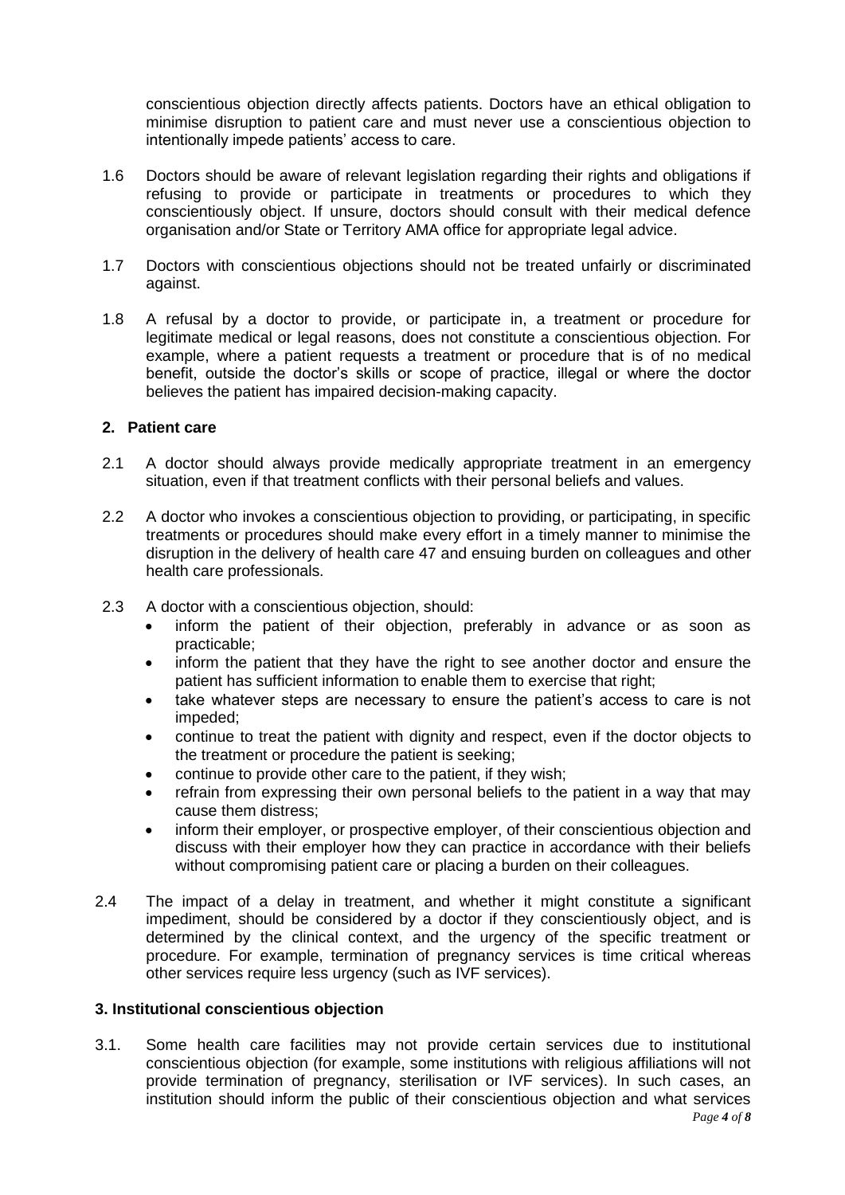conscientious objection directly affects patients. Doctors have an ethical obligation to minimise disruption to patient care and must never use a conscientious objection to intentionally impede patients' access to care.

1.6 Doctors should be aware of relevant legislation regarding their rights and obligations if refusing to provide or participate in treatments or procedures to which they conscientiously object. If unsure, doctors should consult with their medical defence organisation and/or State or Territory AMA office for appropriate legal advice.

1.7 Doctors with conscientious objections should not be treated unfairly or discriminated against.

1.8 A refusal by a doctor to provide, or participate in, a treatment or procedure for legitimate medical or legal reasons, does not constitute a conscientious objection. For example, where a patient requests a treatment or procedure that is of no medical benefit, outside the doctor's skills or scope of practice, illegal or where the doctor believes the patient has impaired decision-making capacity.

## 2. Patient care

2.1 A doctor should always provide medically appropriate treatment in an emergency situation, even if that treatment conflicts with their personal beliefs and values.

2.2 A doctor who invokes a conscientious objection to providing, or participating, in specific treatments or procedures should make every effort in a timely manner to minimise the disruption in the delivery of health care 47 and ensuing burden on colleagues and other health care professionals.

2.3 A doctor with a conscientious objection, should:

- inform the patient of their objection, preferably in advance or as soon as practicable;
- inform the patient that they have the right to see another doctor and ensure the patient has sufficient information to enable them to exercise that right;
- take whatever steps are necessary to ensure the patient's access to care is not impeded;
- continue to treat the patient with dignity and respect, even if the doctor objects to the treatment or procedure the patient is seeking;
- continue to provide other care to the patient, if they wish;
- refrain from expressing their own personal beliefs to the patient in a way that may cause them distress;
- inform their employer, or prospective employer, of their conscientious objection and discuss with their employer how they can practice in accordance with their beliefs without compromising patient care or placing a burden on their colleagues.

2.4 The impact of a delay in treatment, and whether it might constitute a significant impediment, should be considered by a doctor if they conscientiously object, and is determined by the clinical context, and the urgency of the specific treatment or procedure. For example, termination of pregnancy services is time critical whereas other services require less urgency (such as IVF services).

## 3. Institutional conscientious objection

3.1. Some health care facilities may not provide certain services due to institutional conscientious objection (for example, some institutions with religious affiliations will not provide termination of pregnancy, sterilisation or IVF services). In such cases, an institution should inform the public of their conscientious objection and what services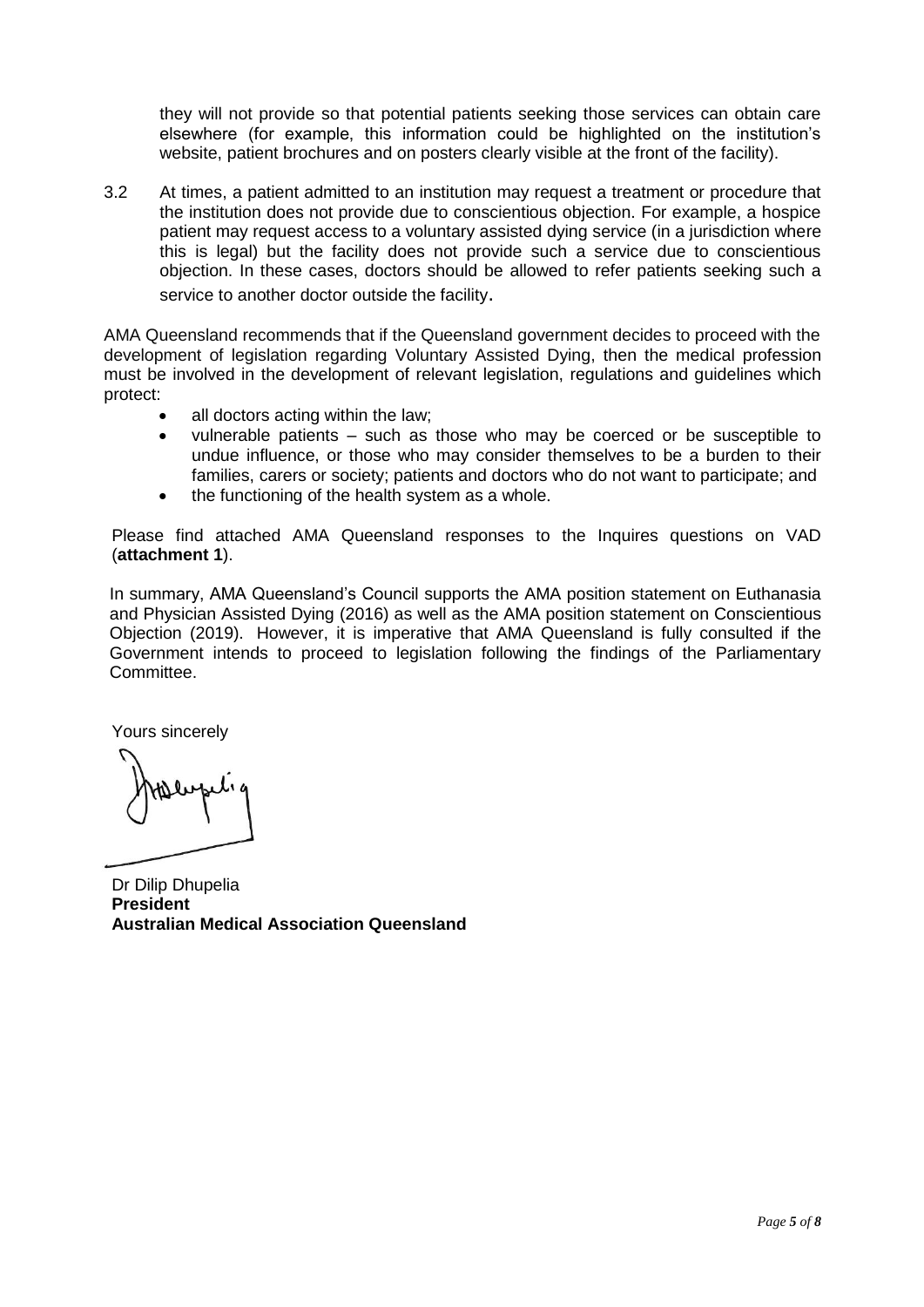they will not provide so that potential patients seeking those services can obtain care elsewhere (for example, this information could be highlighted on the institution's website, patient brochures and on posters clearly visible at the front of the facility).

3.2 At times, a patient admitted to an institution may request a treatment or procedure that the institution does not provide due to conscientious objection. For example, a hospice patient may request access to a voluntary assisted dying service (in a jurisdiction where this is legal) but the facility does not provide such a service due to conscientious objection. In these cases, doctors should be allowed to refer patients seeking such a service to another doctor outside the facility.

AMA Queensland recommends that if the Queensland government decides to proceed with the development of legislation regarding Voluntary Assisted Dying, then the medical profession must be involved in the development of relevant legislation, regulations and guidelines which protect:

- all doctors acting within the law;
- vulnerable patients – such as those who may be coerced or be susceptible to undue influence, or those who may consider themselves to be a burden to their families, carers or society; patients and doctors who do not want to participate; and
- the functioning of the health system as a whole.

Please find attached AMA Queensland responses to the Inquires questions on VAD (**attachment 1**).

In summary, AMA Queensland's Council supports the AMA position statement on Euthanasia and Physician Assisted Dying (2016) as well as the AMA position statement on Conscientious Objection (2019). However, it is imperative that AMA Queensland is fully consulted if the Government intends to proceed to legislation following the findings of the Parliamentary Committee.

Yours sincerely

Dr Dilip Dhupelia
**President**
**Australian Medical Association Queensland**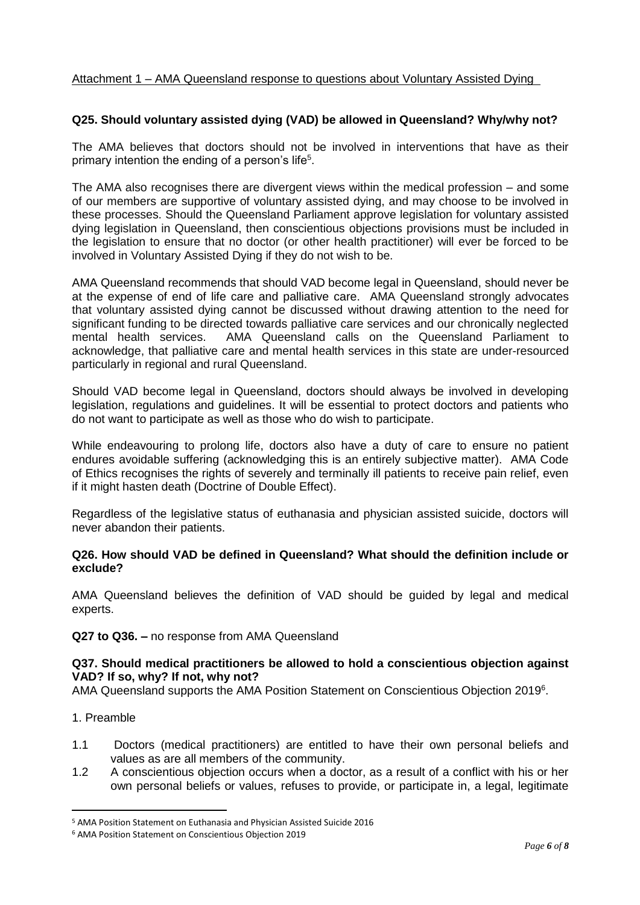Attachment 1 – AMA Queensland response to questions about Voluntary Assisted Dying

**Q25. Should voluntary assisted dying (VAD) be allowed in Queensland? Why/why not?**

The AMA believes that doctors should not be involved in interventions that have as their primary intention the ending of a person's life[5].

The AMA also recognises there are divergent views within the medical profession – and some of our members are supportive of voluntary assisted dying, and may choose to be involved in these processes. Should the Queensland Parliament approve legislation for voluntary assisted dying legislation in Queensland, then conscientious objections provisions must be included in the legislation to ensure that no doctor (or other health practitioner) will ever be forced to be involved in Voluntary Assisted Dying if they do not wish to be.

AMA Queensland recommends that should VAD become legal in Queensland, should never be at the expense of end of life care and palliative care. AMA Queensland strongly advocates that voluntary assisted dying cannot be discussed without drawing attention to the need for significant funding to be directed towards palliative care services and our chronically neglected mental health services. AMA Queensland calls on the Queensland Parliament to acknowledge, that palliative care and mental health services in this state are under-resourced particularly in regional and rural Queensland.

Should VAD become legal in Queensland, doctors should always be involved in developing legislation, regulations and guidelines. It will be essential to protect doctors and patients who do not want to participate as well as those who do wish to participate.

While endeavouring to prolong life, doctors also have a duty of care to ensure no patient endures avoidable suffering (acknowledging this is an entirely subjective matter). AMA Code of Ethics recognises the rights of severely and terminally ill patients to receive pain relief, even if it might hasten death (Doctrine of Double Effect).

Regardless of the legislative status of euthanasia and physician assisted suicide, doctors will never abandon their patients.

**Q26. How should VAD be defined in Queensland? What should the definition include or exclude?**

AMA Queensland believes the definition of VAD should be guided by legal and medical experts.

**Q27 to Q36. –** no response from AMA Queensland

**Q37. Should medical practitioners be allowed to hold a conscientious objection against VAD? If so, why? If not, why not?**

AMA Queensland supports the AMA Position Statement on Conscientious Objection 2019[6].

1. Preamble

1.1 Doctors (medical practitioners) are entitled to have their own personal beliefs and values as are all members of the community.

1.2 A conscientious objection occurs when a doctor, as a result of a conflict with his or her own personal beliefs or values, refuses to provide, or participate in, a legal, legitimate

[5] AMA Position Statement on Euthanasia and Physician Assisted Suicide 2016

[6] AMA Position Statement on Conscientious Objection 2019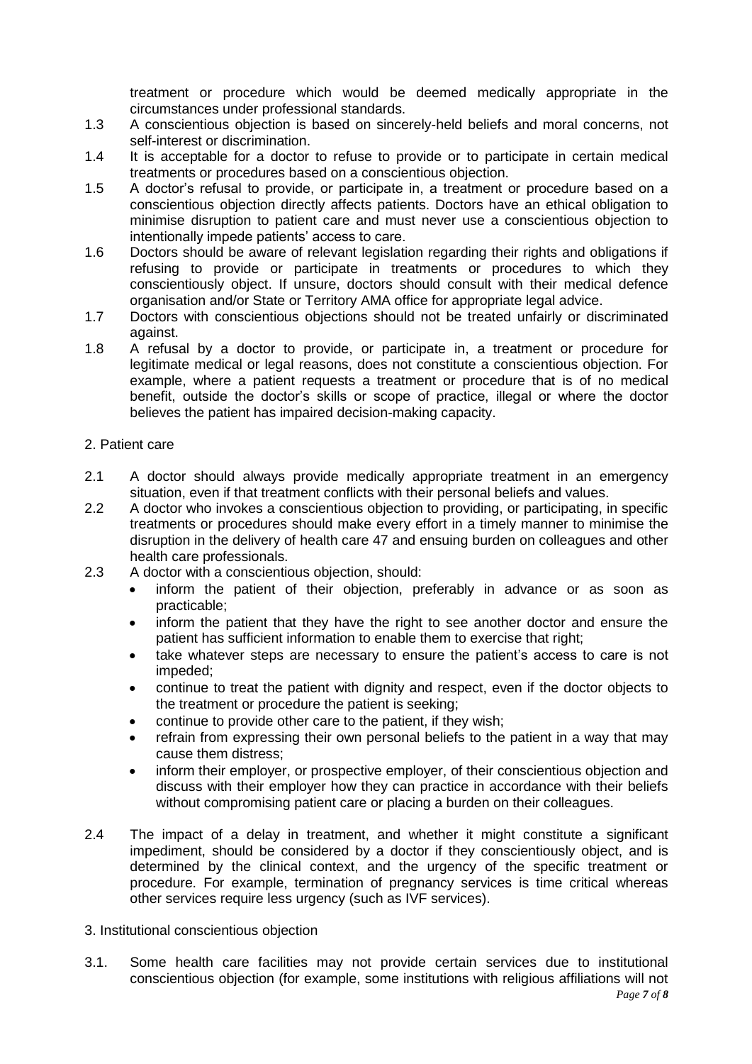treatment or procedure which would be deemed medically appropriate in the circumstances under professional standards.

1.3 A conscientious objection is based on sincerely-held beliefs and moral concerns, not self-interest or discrimination.

1.4 It is acceptable for a doctor to refuse to provide or to participate in certain medical treatments or procedures based on a conscientious objection.

1.5 A doctor's refusal to provide, or participate in, a treatment or procedure based on a conscientious objection directly affects patients. Doctors have an ethical obligation to minimise disruption to patient care and must never use a conscientious objection to intentionally impede patients' access to care.

1.6 Doctors should be aware of relevant legislation regarding their rights and obligations if refusing to provide or participate in treatments or procedures to which they conscientiously object. If unsure, doctors should consult with their medical defence organisation and/or State or Territory AMA office for appropriate legal advice.

1.7 Doctors with conscientious objections should not be treated unfairly or discriminated against.

1.8 A refusal by a doctor to provide, or participate in, a treatment or procedure for legitimate medical or legal reasons, does not constitute a conscientious objection. For example, where a patient requests a treatment or procedure that is of no medical benefit, outside the doctor's skills or scope of practice, illegal or where the doctor believes the patient has impaired decision-making capacity.

2. Patient care

2.1 A doctor should always provide medically appropriate treatment in an emergency situation, even if that treatment conflicts with their personal beliefs and values.

2.2 A doctor who invokes a conscientious objection to providing, or participating, in specific treatments or procedures should make every effort in a timely manner to minimise the disruption in the delivery of health care 47 and ensuing burden on colleagues and other health care professionals.

2.3 A doctor with a conscientious objection, should:

- inform the patient of their objection, preferably in advance or as soon as practicable;
- inform the patient that they have the right to see another doctor and ensure the patient has sufficient information to enable them to exercise that right;
- take whatever steps are necessary to ensure the patient's access to care is not impeded;
- continue to treat the patient with dignity and respect, even if the doctor objects to the treatment or procedure the patient is seeking;
- continue to provide other care to the patient, if they wish;
- refrain from expressing their own personal beliefs to the patient in a way that may cause them distress;
- inform their employer, or prospective employer, of their conscientious objection and discuss with their employer how they can practice in accordance with their beliefs without compromising patient care or placing a burden on their colleagues.

2.4 The impact of a delay in treatment, and whether it might constitute a significant impediment, should be considered by a doctor if they conscientiously object, and is determined by the clinical context, and the urgency of the specific treatment or procedure. For example, termination of pregnancy services is time critical whereas other services require less urgency (such as IVF services).

3. Institutional conscientious objection

3.1. Some health care facilities may not provide certain services due to institutional conscientious objection (for example, some institutions with religious affiliations will not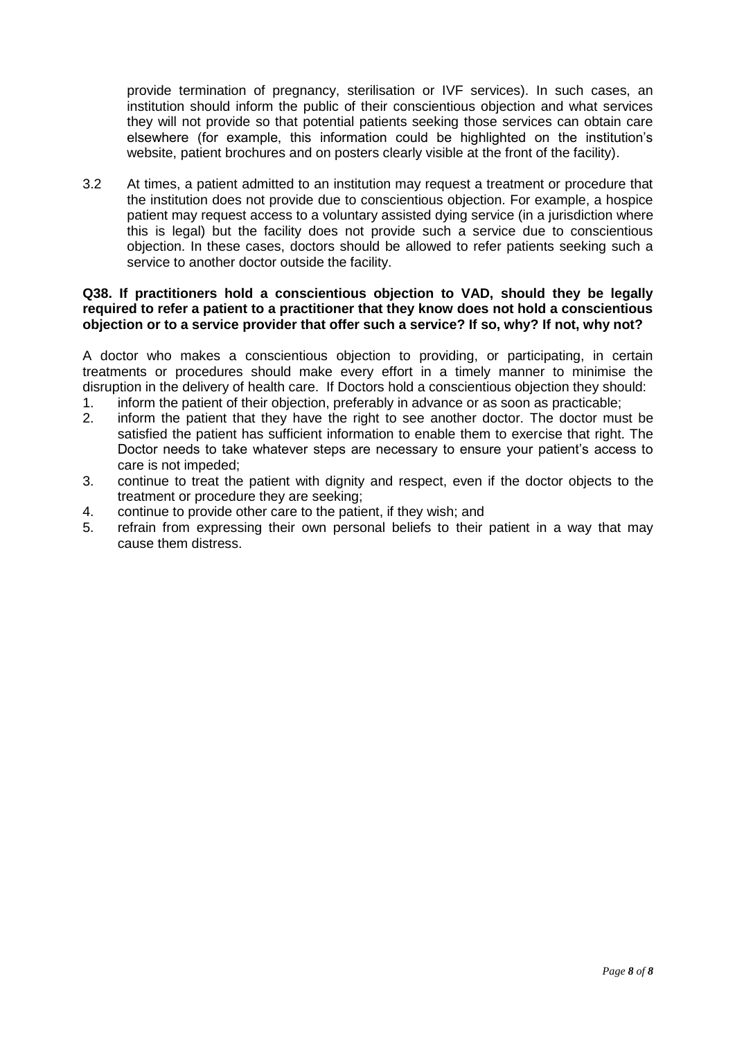provide termination of pregnancy, sterilisation or IVF services). In such cases, an institution should inform the public of their conscientious objection and what services they will not provide so that potential patients seeking those services can obtain care elsewhere (for example, this information could be highlighted on the institution's website, patient brochures and on posters clearly visible at the front of the facility).

3.2 At times, a patient admitted to an institution may request a treatment or procedure that the institution does not provide due to conscientious objection. For example, a hospice patient may request access to a voluntary assisted dying service (in a jurisdiction where this is legal) but the facility does not provide such a service due to conscientious objection. In these cases, doctors should be allowed to refer patients seeking such a service to another doctor outside the facility.

**Q38. If practitioners hold a conscientious objection to VAD, should they be legally required to refer a patient to a practitioner that they know does not hold a conscientious objection or to a service provider that offer such a service? If so, why? If not, why not?**

A doctor who makes a conscientious objection to providing, or participating, in certain treatments or procedures should make every effort in a timely manner to minimise the disruption in the delivery of health care. If Doctors hold a conscientious objection they should:

1. inform the patient of their objection, preferably in advance or as soon as practicable;
2. inform the patient that they have the right to see another doctor. The doctor must be satisfied the patient has sufficient information to enable them to exercise that right. The Doctor needs to take whatever steps are necessary to ensure your patient's access to care is not impeded;
3. continue to treat the patient with dignity and respect, even if the doctor objects to the treatment or procedure they are seeking;
4. continue to provide other care to the patient, if they wish; and
5. refrain from expressing their own personal beliefs to their patient in a way that may cause them distress.